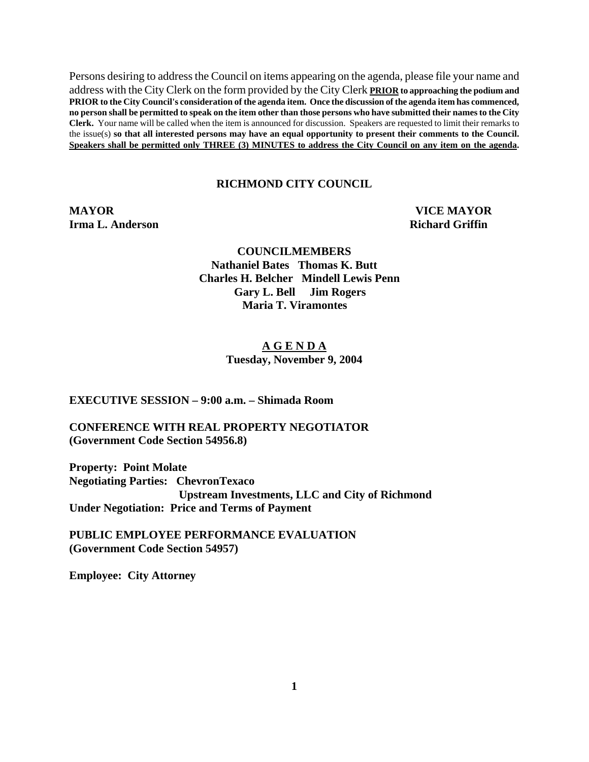Persons desiring to address the Council on items appearing on the agenda, please file your name and address with the City Clerk on the form provided by the City Clerk **PRIOR to approaching the podium and PRIOR to the City Council's consideration of the agenda item. Once the discussion of the agenda item has commenced, no person shall be permitted to speak on the item other than those persons who have submitted their names to the City Clerk.** Your name will be called when the item is announced for discussion. Speakers are requested to limit their remarks to the issue(s) **so that all interested persons may have an equal opportunity to present their comments to the Council. Speakers shall be permitted only THREE (3) MINUTES to address the City Council on any item on the agenda.**

# RICHMOND CITY COUNCIL

**MAYOR**
**Irma L. Anderson**

**VICE MAYOR**
**Richard Griffin**

**COUNCILMEMBERS**

**Nathaniel Bates Thomas K. Butt**
**Charles H. Belcher Mindell Lewis Penn**
**Gary L. Bell Jim Rogers**
**Maria T. Viramontes**

## A G E N D A

**Tuesday, November 9, 2004**

**EXECUTIVE SESSION – 9:00 a.m. – Shimada Room**

**CONFERENCE WITH REAL PROPERTY NEGOTIATOR**
**(Government Code Section 54956.8)**

**Property: Point Molate**
**Negotiating Parties: ChevronTexaco**
**Upstream Investments, LLC and City of Richmond**
**Under Negotiation: Price and Terms of Payment**

**PUBLIC EMPLOYEE PERFORMANCE EVALUATION**
**(Government Code Section 54957)**

**Employee: City Attorney**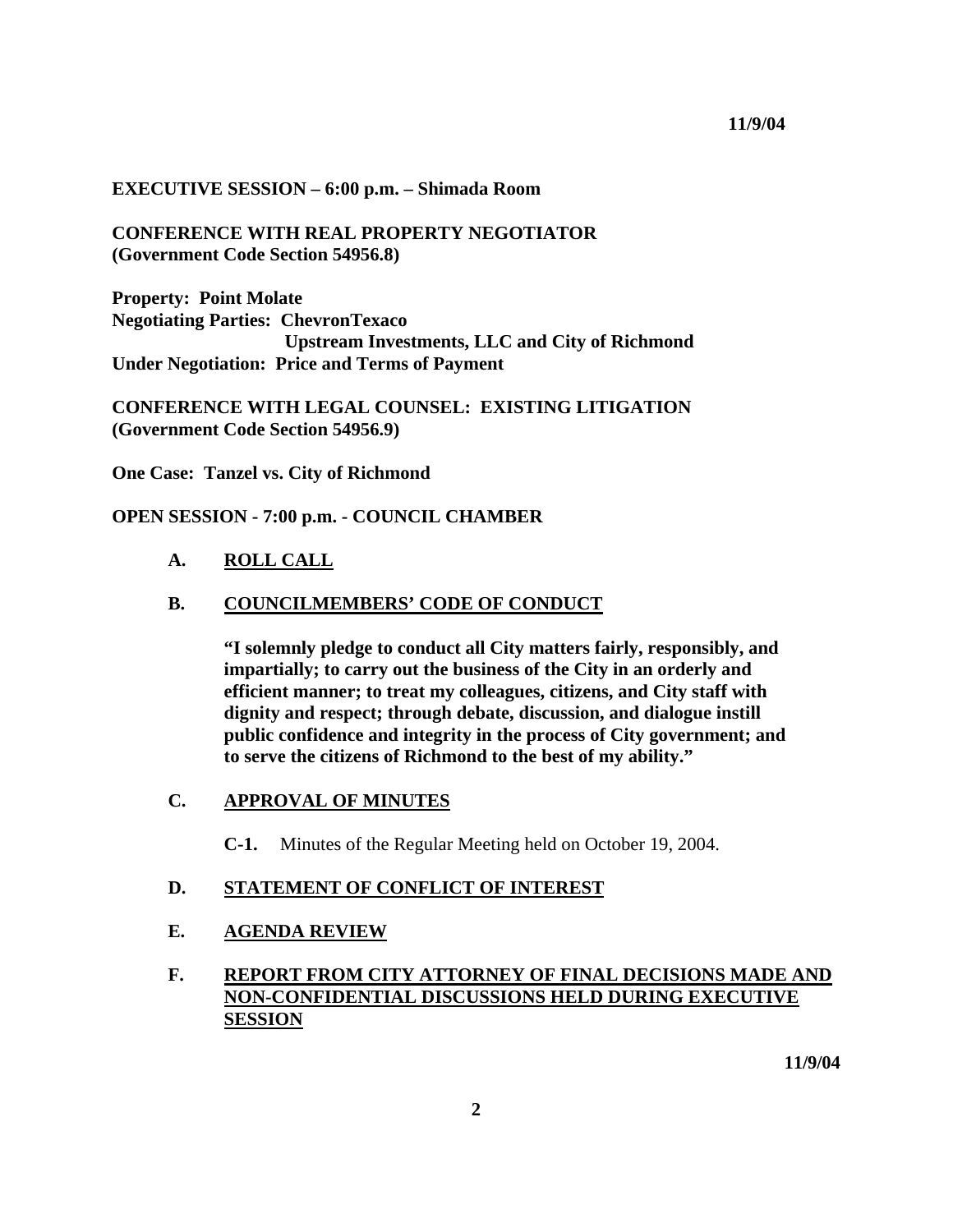**EXECUTIVE SESSION – 6:00 p.m. – Shimada Room**

**CONFERENCE WITH REAL PROPERTY NEGOTIATOR**
**(Government Code Section 54956.8)**

**Property: Point Molate**
**Negotiating Parties: ChevronTexaco**
**Upstream Investments, LLC and City of Richmond**
**Under Negotiation: Price and Terms of Payment**

**CONFERENCE WITH LEGAL COUNSEL: EXISTING LITIGATION**
**(Government Code Section 54956.9)**

**One Case: Tanzel vs. City of Richmond**

**OPEN SESSION - 7:00 p.m. - COUNCIL CHAMBER**

**A. ROLL CALL**

**B. COUNCILMEMBERS' CODE OF CONDUCT**

**"I solemnly pledge to conduct all City matters fairly, responsibly, and impartially; to carry out the business of the City in an orderly and efficient manner; to treat my colleagues, citizens, and City staff with dignity and respect; through debate, discussion, and dialogue instill public confidence and integrity in the process of City government; and to serve the citizens of Richmond to the best of my ability."**

**C. APPROVAL OF MINUTES**

**C-1.** Minutes of the Regular Meeting held on October 19, 2004.

**D. STATEMENT OF CONFLICT OF INTEREST**

**E. AGENDA REVIEW**

**F. REPORT FROM CITY ATTORNEY OF FINAL DECISIONS MADE AND NON-CONFIDENTIAL DISCUSSIONS HELD DURING EXECUTIVE SESSION**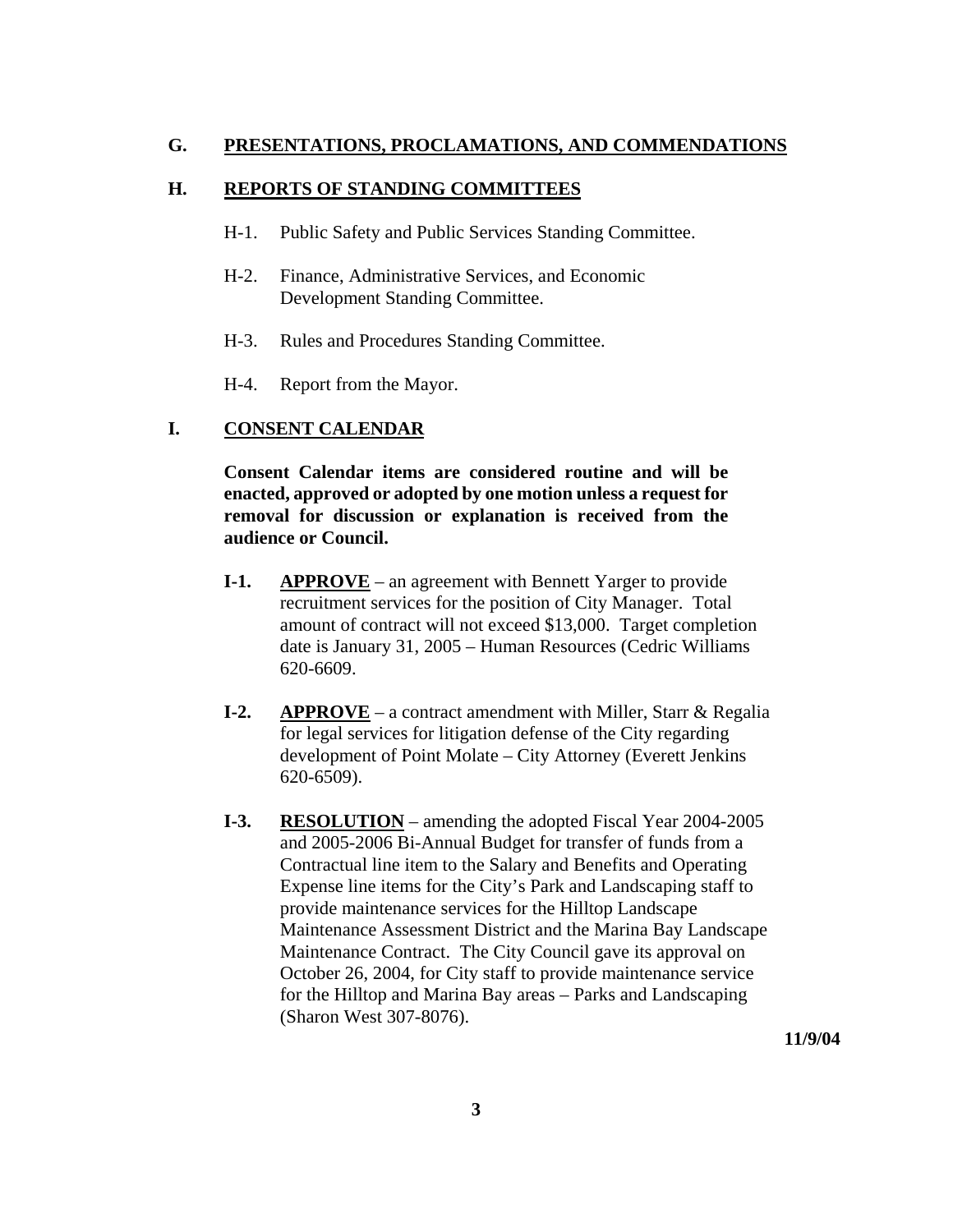## G. PRESENTATIONS, PROCLAMATIONS, AND COMMENDATIONS

## H. REPORTS OF STANDING COMMITTEES

H-1. Public Safety and Public Services Standing Committee.

H-2. Finance, Administrative Services, and Economic Development Standing Committee.

H-3. Rules and Procedures Standing Committee.

H-4. Report from the Mayor.

## I. CONSENT CALENDAR

**Consent Calendar items are considered routine and will be enacted, approved or adopted by one motion unless a request for removal for discussion or explanation is received from the audience or Council.**

**I-1.** **APPROVE** – an agreement with Bennett Yarger to provide recruitment services for the position of City Manager. Total amount of contract will not exceed $13,000. Target completion date is January 31, 2005 – Human Resources (Cedric Williams 620-6609.

**I-2.** **APPROVE** – a contract amendment with Miller, Starr & Regalia for legal services for litigation defense of the City regarding development of Point Molate – City Attorney (Everett Jenkins 620-6509).

**I-3.** **RESOLUTION** – amending the adopted Fiscal Year 2004-2005 and 2005-2006 Bi-Annual Budget for transfer of funds from a Contractual line item to the Salary and Benefits and Operating Expense line items for the City's Park and Landscaping staff to provide maintenance services for the Hilltop Landscape Maintenance Assessment District and the Marina Bay Landscape Maintenance Contract. The City Council gave its approval on October 26, 2004, for City staff to provide maintenance service for the Hilltop and Marina Bay areas – Parks and Landscaping (Sharon West 307-8076).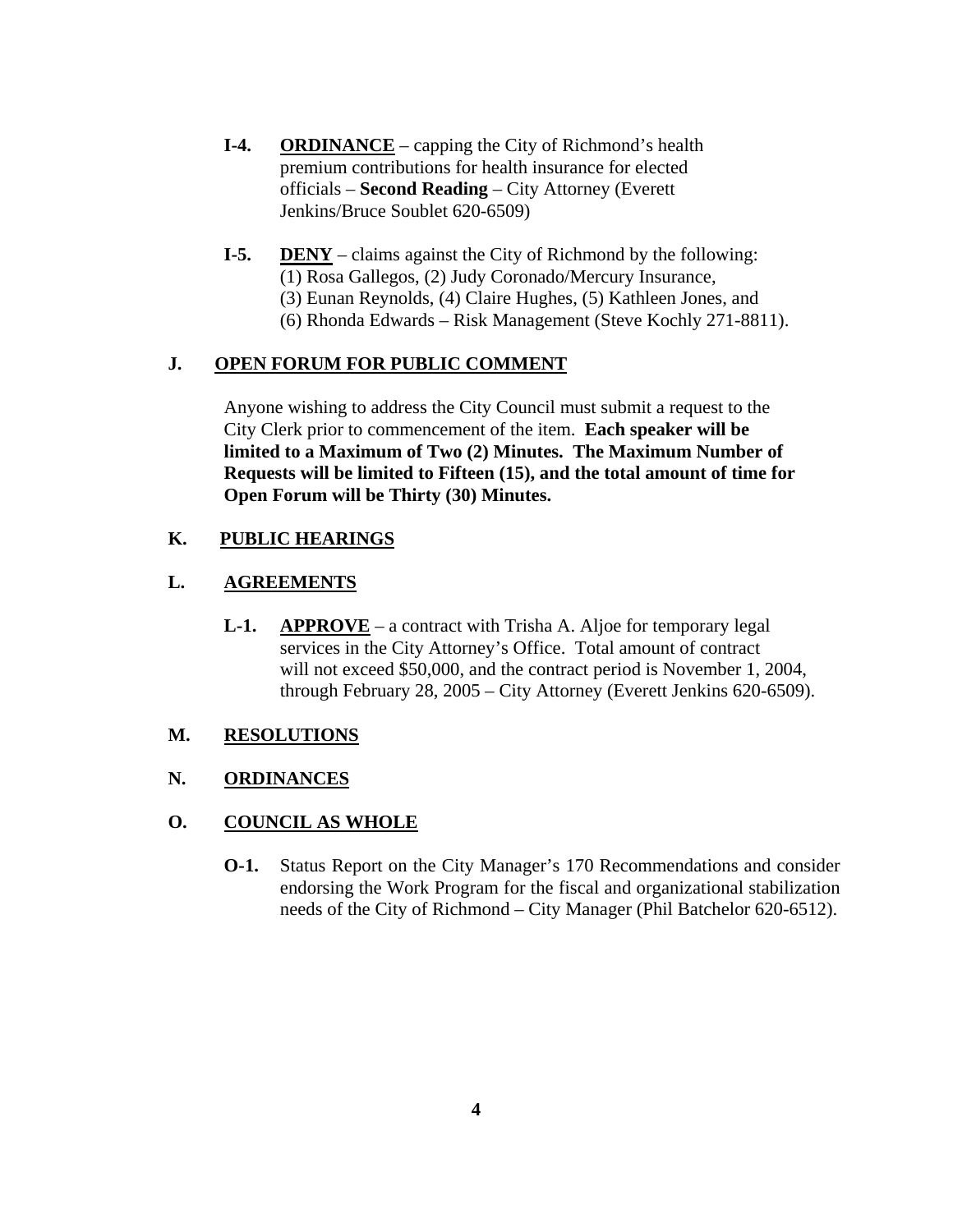**I-4.** **<u>ORDINANCE</u>** – capping the City of Richmond's health premium contributions for health insurance for elected officials – **Second Reading** – City Attorney (Everett Jenkins/Bruce Soublet 620-6509)

**I-5.** **<u>DENY</u>** – claims against the City of Richmond by the following: (1) Rosa Gallegos, (2) Judy Coronado/Mercury Insurance, (3) Eunan Reynolds, (4) Claire Hughes, (5) Kathleen Jones, and (6) Rhonda Edwards – Risk Management (Steve Kochly 271-8811).

## J. <u>OPEN FORUM FOR PUBLIC COMMENT</u>

Anyone wishing to address the City Council must submit a request to the City Clerk prior to commencement of the item. **Each speaker will be limited to a Maximum of Two (2) Minutes. The Maximum Number of Requests will be limited to Fifteen (15), and the total amount of time for Open Forum will be Thirty (30) Minutes.**

## K. <u>PUBLIC HEARINGS</u>

## L. <u>AGREEMENTS</u>

**L-1.** **<u>APPROVE</u>** – a contract with Trisha A. Aljoe for temporary legal services in the City Attorney's Office. Total amount of contract will not exceed $50,000, and the contract period is November 1, 2004, through February 28, 2005 – City Attorney (Everett Jenkins 620-6509).

## M. <u>RESOLUTIONS</u>

## N. <u>ORDINANCES</u>

## O. <u>COUNCIL AS WHOLE</u>

**O-1.** Status Report on the City Manager's 170 Recommendations and consider endorsing the Work Program for the fiscal and organizational stabilization needs of the City of Richmond – City Manager (Phil Batchelor 620-6512).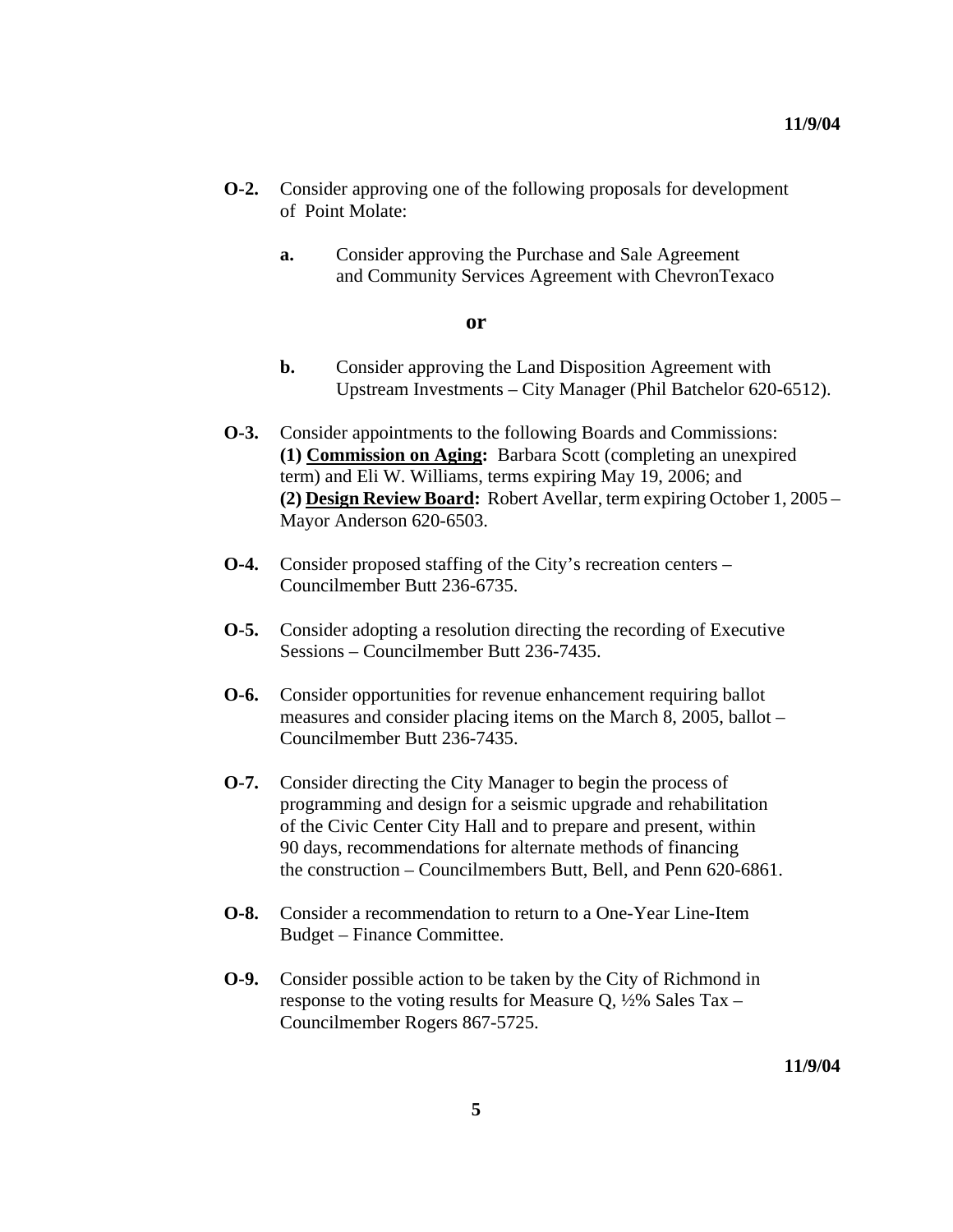**O-2.** Consider approving one of the following proposals for development of Point Molate:

**a.** Consider approving the Purchase and Sale Agreement and Community Services Agreement with ChevronTexaco

**or**

**b.** Consider approving the Land Disposition Agreement with Upstream Investments – City Manager (Phil Batchelor 620-6512).

**O-3.** Consider appointments to the following Boards and Commissions: **(1) Commission on Aging:** Barbara Scott (completing an unexpired term) and Eli W. Williams, terms expiring May 19, 2006; and **(2) Design Review Board:** Robert Avellar, term expiring October 1, 2005 – Mayor Anderson 620-6503.

**O-4.** Consider proposed staffing of the City's recreation centers – Councilmember Butt 236-6735.

**O-5.** Consider adopting a resolution directing the recording of Executive Sessions – Councilmember Butt 236-7435.

**O-6.** Consider opportunities for revenue enhancement requiring ballot measures and consider placing items on the March 8, 2005, ballot – Councilmember Butt 236-7435.

**O-7.** Consider directing the City Manager to begin the process of programming and design for a seismic upgrade and rehabilitation of the Civic Center City Hall and to prepare and present, within 90 days, recommendations for alternate methods of financing the construction – Councilmembers Butt, Bell, and Penn 620-6861.

**O-8.** Consider a recommendation to return to a One-Year Line-Item Budget – Finance Committee.

**O-9.** Consider possible action to be taken by the City of Richmond in response to the voting results for Measure Q, ½% Sales Tax – Councilmember Rogers 867-5725.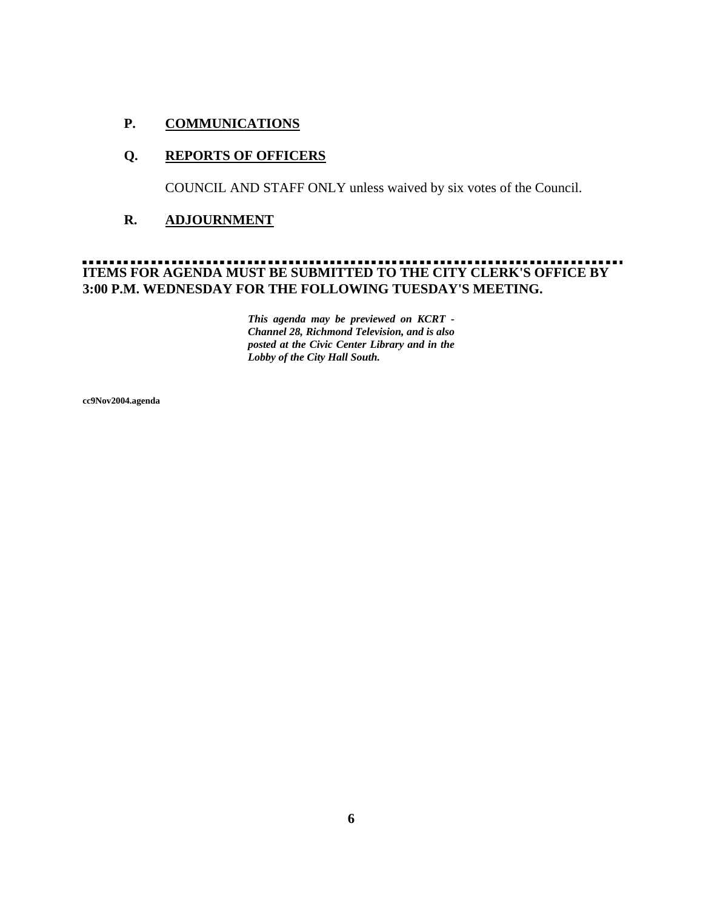**P. COMMUNICATIONS**

**Q. REPORTS OF OFFICERS**

COUNCIL AND STAFF ONLY unless waived by six votes of the Council.

**R. ADJOURNMENT**

---

**ITEMS FOR AGENDA MUST BE SUBMITTED TO THE CITY CLERK'S OFFICE BY 3:00 P.M. WEDNESDAY FOR THE FOLLOWING TUESDAY'S MEETING.**

***This agenda may be previewed on KCRT - Channel 28, Richmond Television, and is also posted at the Civic Center Library and in the Lobby of the City Hall South.***

**cc9Nov2004.agenda**